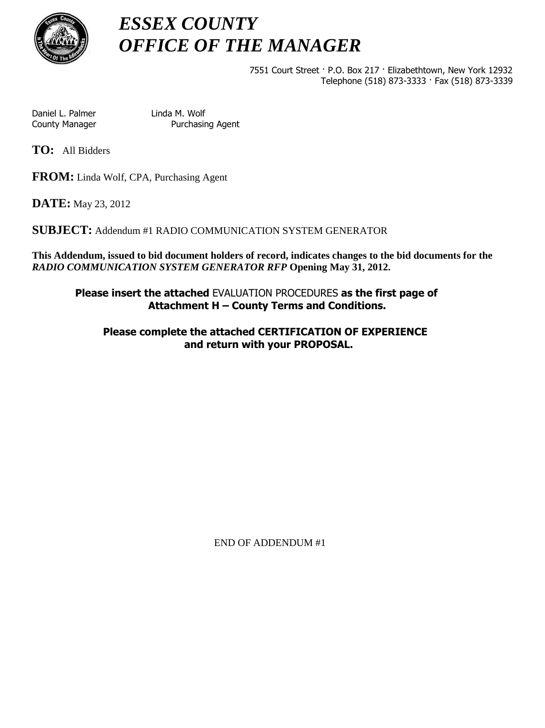# *ESSEX COUNTY*
# *OFFICE OF THE MANAGER*

7551 Court Street · P.O. Box 217 · Elizabethtown, New York 12932
Telephone (518) 873-3333 · Fax (518) 873-3339

| Daniel L. Palmer | Linda M. Wolf |
|---|---|
| County Manager | Purchasing Agent |

**TO:** All Bidders

**FROM:** Linda Wolf, CPA, Purchasing Agent

**DATE:** May 23, 2012

**SUBJECT:** Addendum #1 RADIO COMMUNICATION SYSTEM GENERATOR

**This Addendum, issued to bid document holders of record, indicates changes to the bid documents for the *RADIO COMMUNICATION SYSTEM GENERATOR RFP* Opening May 31, 2012.**

**Please insert the attached** EVALUATION PROCEDURES **as the first page of Attachment H – County Terms and Conditions.**

**Please complete the attached CERTIFICATION OF EXPERIENCE and return with your PROPOSAL.**

END OF ADDENDUM #1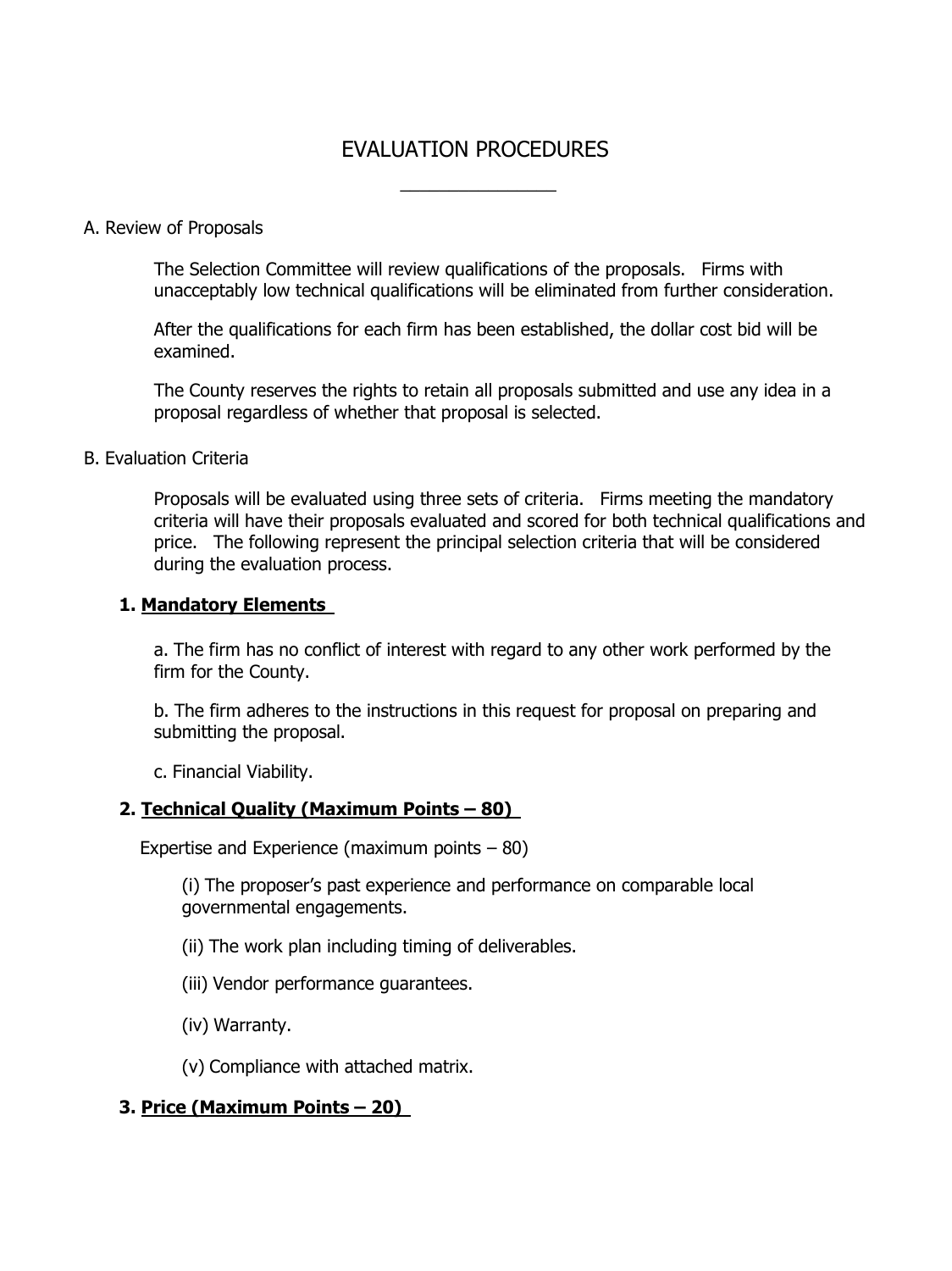# EVALUATION PROCEDURES

## A. Review of Proposals

The Selection Committee will review qualifications of the proposals. Firms with unacceptably low technical qualifications will be eliminated from further consideration.

After the qualifications for each firm has been established, the dollar cost bid will be examined.

The County reserves the rights to retain all proposals submitted and use any idea in a proposal regardless of whether that proposal is selected.

## B. Evaluation Criteria

Proposals will be evaluated using three sets of criteria. Firms meeting the mandatory criteria will have their proposals evaluated and scored for both technical qualifications and price. The following represent the principal selection criteria that will be considered during the evaluation process.

### 1. **<u>Mandatory Elements</u>**

a. The firm has no conflict of interest with regard to any other work performed by the firm for the County.

b. The firm adheres to the instructions in this request for proposal on preparing and submitting the proposal.

c. Financial Viability.

### 2. **<u>Technical Quality (Maximum Points – 80)</u>**

Expertise and Experience (maximum points – 80)

(i) The proposer's past experience and performance on comparable local governmental engagements.

(ii) The work plan including timing of deliverables.

(iii) Vendor performance guarantees.

(iv) Warranty.

(v) Compliance with attached matrix.

### 3. **<u>Price (Maximum Points – 20)</u>**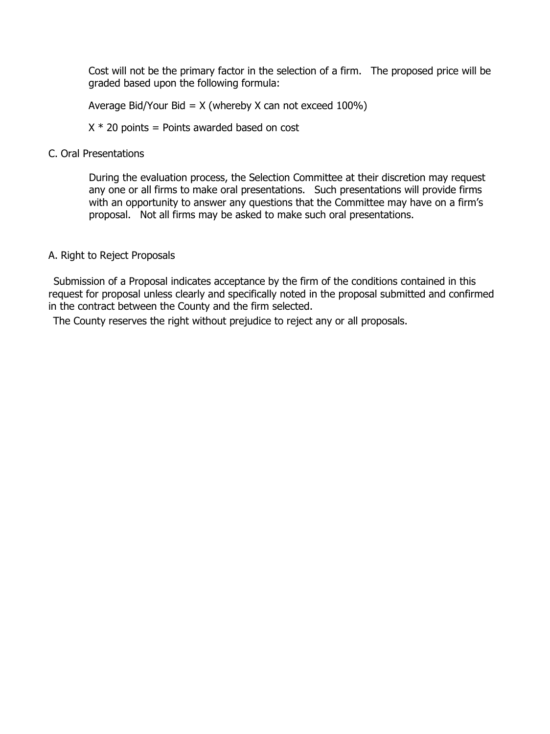Cost will not be the primary factor in the selection of a firm. The proposed price will be graded based upon the following formula:

Average Bid/Your Bid = X (whereby X can not exceed 100%)

X * 20 points = Points awarded based on cost

C. Oral Presentations

During the evaluation process, the Selection Committee at their discretion may request any one or all firms to make oral presentations. Such presentations will provide firms with an opportunity to answer any questions that the Committee may have on a firm's proposal. Not all firms may be asked to make such oral presentations.

A. Right to Reject Proposals

Submission of a Proposal indicates acceptance by the firm of the conditions contained in this request for proposal unless clearly and specifically noted in the proposal submitted and confirmed in the contract between the County and the firm selected.

The County reserves the right without prejudice to reject any or all proposals.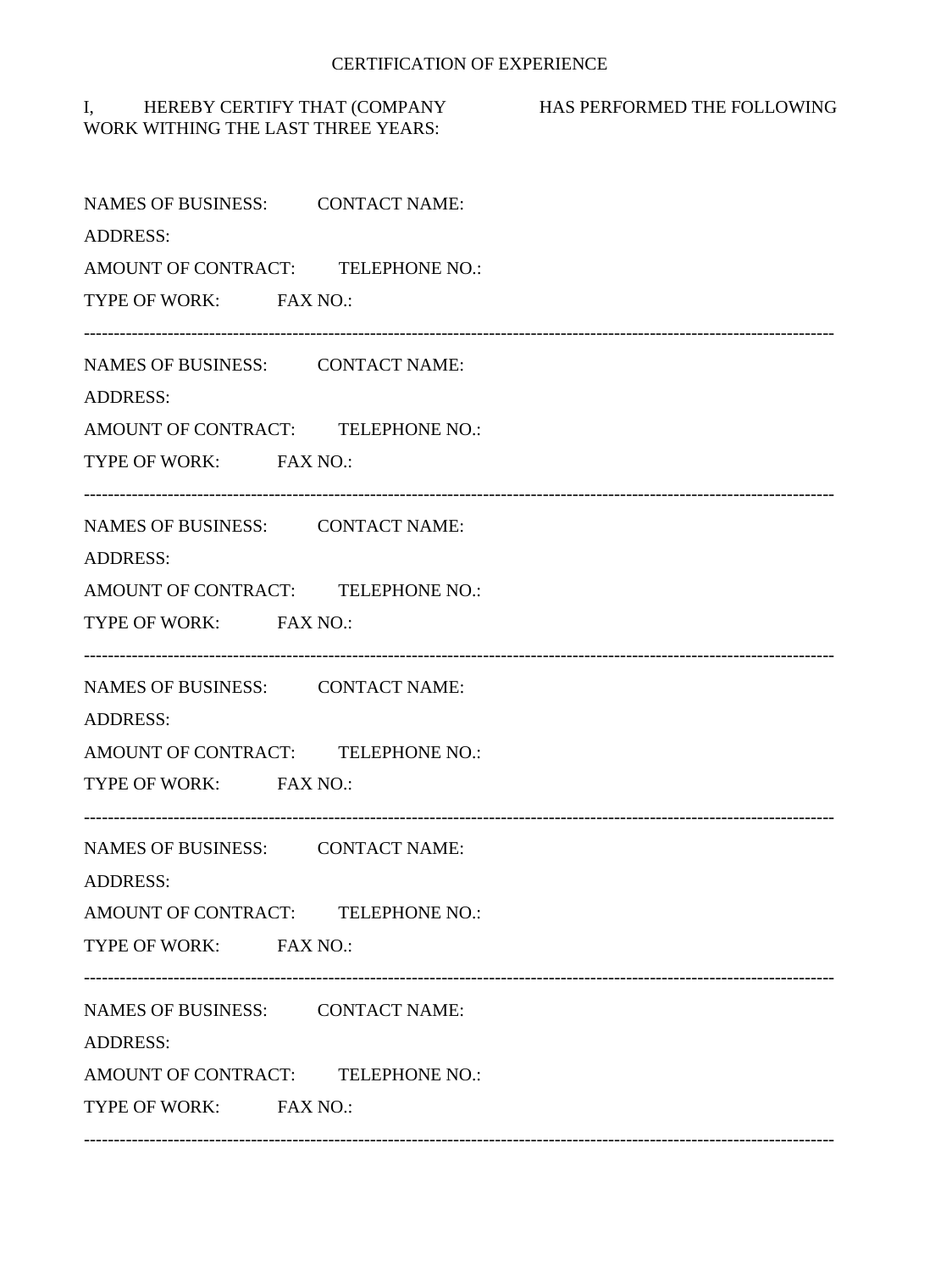# CERTIFICATION OF EXPERIENCE

I, HEREBY CERTIFY THAT (COMPANY HAS PERFORMED THE FOLLOWING WORK WITHING THE LAST THREE YEARS:

NAMES OF BUSINESS: CONTACT NAME:

ADDRESS:

AMOUNT OF CONTRACT: TELEPHONE NO.:

TYPE OF WORK: FAX NO.:

---

NAMES OF BUSINESS: CONTACT NAME:

ADDRESS:

AMOUNT OF CONTRACT: TELEPHONE NO.:

TYPE OF WORK: FAX NO.:

---

NAMES OF BUSINESS: CONTACT NAME:

ADDRESS:

AMOUNT OF CONTRACT: TELEPHONE NO.:

TYPE OF WORK: FAX NO.:

---

NAMES OF BUSINESS: CONTACT NAME:

ADDRESS:

AMOUNT OF CONTRACT: TELEPHONE NO.:

TYPE OF WORK: FAX NO.:

---

NAMES OF BUSINESS: CONTACT NAME:

ADDRESS:

AMOUNT OF CONTRACT: TELEPHONE NO.:

TYPE OF WORK: FAX NO.:

---

NAMES OF BUSINESS: CONTACT NAME:

ADDRESS:

AMOUNT OF CONTRACT: TELEPHONE NO.:

TYPE OF WORK: FAX NO.:

---